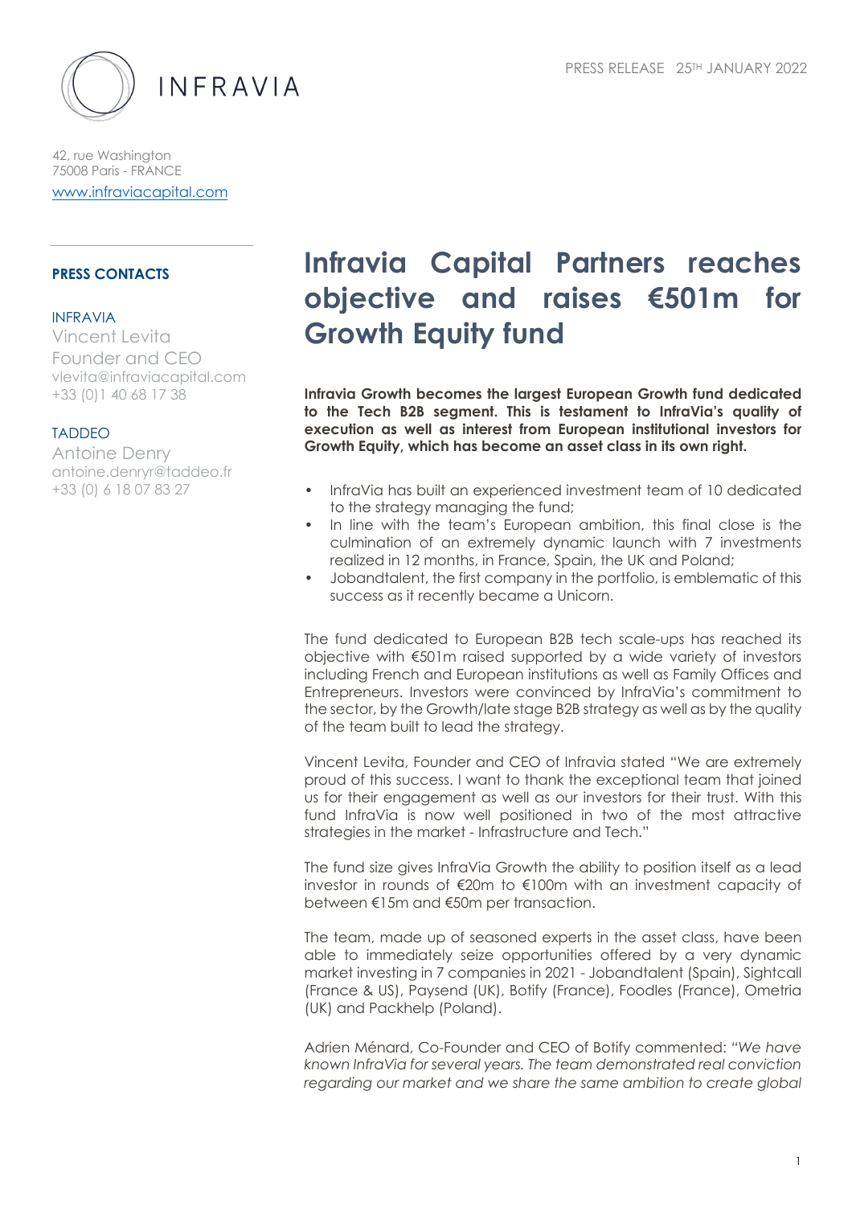INFRAVIA

42, rue Washington
75008 Paris - FRANCE
www.infraviacapital.com

PRESS RELEASE 25TH JANUARY 2022

**PRESS CONTACTS**

INFRAVIA
Vincent Levita
Founder and CEO
vlevita@infraviacapital.com
+33 (0)1 40 68 17 38

TADDEO
Antoine Denry
antoine.denryr@taddeo.fr
+33 (0) 6 18 07 83 27

# Infravia Capital Partners reaches objective and raises €501m for Growth Equity fund

**Infravia Growth becomes the largest European Growth fund dedicated to the Tech B2B segment. This is testament to InfraVia's quality of execution as well as interest from European institutional investors for Growth Equity, which has become an asset class in its own right.**

- InfraVia has built an experienced investment team of 10 dedicated to the strategy managing the fund;
- In line with the team's European ambition, this final close is the culmination of an extremely dynamic launch with 7 investments realized in 12 months, in France, Spain, the UK and Poland;
- Jobandtalent, the first company in the portfolio, is emblematic of this success as it recently became a Unicorn.

The fund dedicated to European B2B tech scale-ups has reached its objective with €501m raised supported by a wide variety of investors including French and European institutions as well as Family Offices and Entrepreneurs. Investors were convinced by InfraVia's commitment to the sector, by the Growth/late stage B2B strategy as well as by the quality of the team built to lead the strategy.

Vincent Levita, Founder and CEO of Infravia stated "We are extremely proud of this success. I want to thank the exceptional team that joined us for their engagement as well as our investors for their trust. With this fund InfraVia is now well positioned in two of the most attractive strategies in the market - Infrastructure and Tech."

The fund size gives InfraVia Growth the ability to position itself as a lead investor in rounds of €20m to €100m with an investment capacity of between €15m and €50m per transaction.

The team, made up of seasoned experts in the asset class, have been able to immediately seize opportunities offered by a very dynamic market investing in 7 companies in 2021 - Jobandtalent (Spain), Sightcall (France & US), Paysend (UK), Botify (France), Foodles (France), Ometria (UK) and Packhelp (Poland).

Adrien Ménard, Co-Founder and CEO of Botify commented: *"We have known InfraVia for several years. The team demonstrated real conviction regarding our market and we share the same ambition to create global*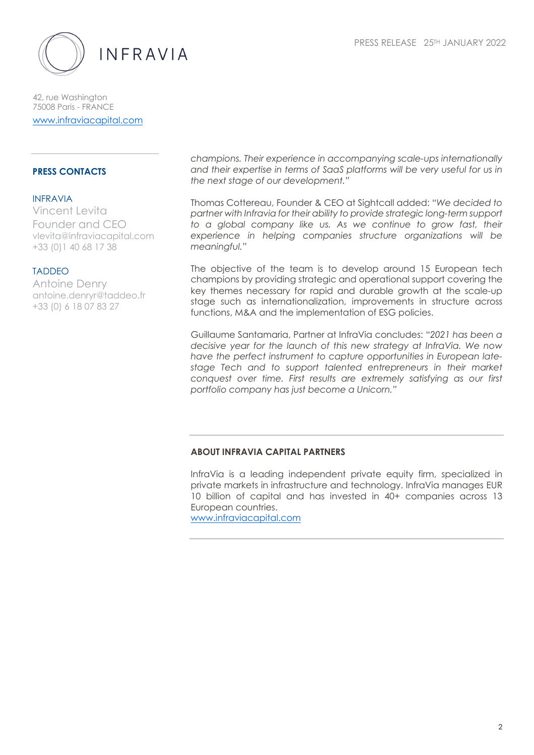INFRAVIA

42, rue Washington
75008 Paris - FRANCE
www.infraviacapital.com

**PRESS CONTACTS**

INFRAVIA
Vincent Levita
Founder and CEO
vlevita@infraviacapital.com
+33 (0)1 40 68 17 38

TADDEO
Antoine Denry
antoine.denryr@taddeo.fr
+33 (0) 6 18 07 83 27

*champions. Their experience in accompanying scale-ups internationally and their expertise in terms of SaaS platforms will be very useful for us in the next stage of our development."*

Thomas Cottereau, Founder & CEO at Sightcall added: "*We decided to partner with Infravia for their ability to provide strategic long-term support to a global company like us. As we continue to grow fast, their experience in helping companies structure organizations will be meaningful."*

The objective of the team is to develop around 15 European tech champions by providing strategic and operational support covering the key themes necessary for rapid and durable growth at the scale-up stage such as internationalization, improvements in structure across functions, M&A and the implementation of ESG policies.

Guillaume Santamaria, Partner at InfraVia concludes: "*2021 has been a decisive year for the launch of this new strategy at InfraVia. We now have the perfect instrument to capture opportunities in European late-stage Tech and to support talented entrepreneurs in their market conquest over time. First results are extremely satisfying as our first portfolio company has just become a Unicorn."*

**ABOUT INFRAVIA CAPITAL PARTNERS**

InfraVia is a leading independent private equity firm, specialized in private markets in infrastructure and technology. InfraVia manages EUR 10 billion of capital and has invested in 40+ companies across 13 European countries.
www.infraviacapital.com